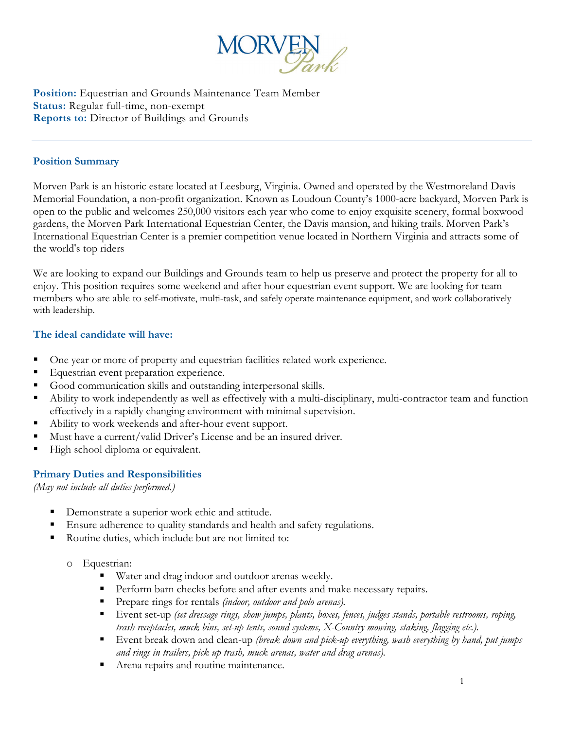MORVEN Park

**Position:** Equestrian and Grounds Maintenance Team Member
**Status:** Regular full-time, non-exempt
**Reports to:** Director of Buildings and Grounds

---

## Position Summary

Morven Park is an historic estate located at Leesburg, Virginia. Owned and operated by the Westmoreland Davis Memorial Foundation, a non-profit organization. Known as Loudoun County's 1000-acre backyard, Morven Park is open to the public and welcomes 250,000 visitors each year who come to enjoy exquisite scenery, formal boxwood gardens, the Morven Park International Equestrian Center, the Davis mansion, and hiking trails. Morven Park's International Equestrian Center is a premier competition venue located in Northern Virginia and attracts some of the world's top riders

We are looking to expand our Buildings and Grounds team to help us preserve and protect the property for all to enjoy. This position requires some weekend and after hour equestrian event support. We are looking for team members who are able to self-motivate, multi-task, and safely operate maintenance equipment, and work collaboratively with leadership.

## The ideal candidate will have:

- One year or more of property and equestrian facilities related work experience.
- Equestrian event preparation experience.
- Good communication skills and outstanding interpersonal skills.
- Ability to work independently as well as effectively with a multi-disciplinary, multi-contractor team and function effectively in a rapidly changing environment with minimal supervision.
- Ability to work weekends and after-hour event support.
- Must have a current/valid Driver's License and be an insured driver.
- High school diploma or equivalent.

## Primary Duties and Responsibilities

*(May not include all duties performed.)*

- Demonstrate a superior work ethic and attitude.
- Ensure adherence to quality standards and health and safety regulations.
- Routine duties, which include but are not limited to:
  - Equestrian:
    - Water and drag indoor and outdoor arenas weekly.
    - Perform barn checks before and after events and make necessary repairs.
    - Prepare rings for rentals *(indoor, outdoor and polo arenas).*
    - Event set-up *(set dressage rings, show jumps, plants, boxes, fences, judges stands, portable restrooms, roping, trash receptacles, muck bins, set-up tents, sound systems, X-Country mowing, staking, flagging etc.).*
    - Event break down and clean-up *(break down and pick-up everything, wash everything by hand, put jumps and rings in trailers, pick up trash, muck arenas, water and drag arenas).*
    - Arena repairs and routine maintenance.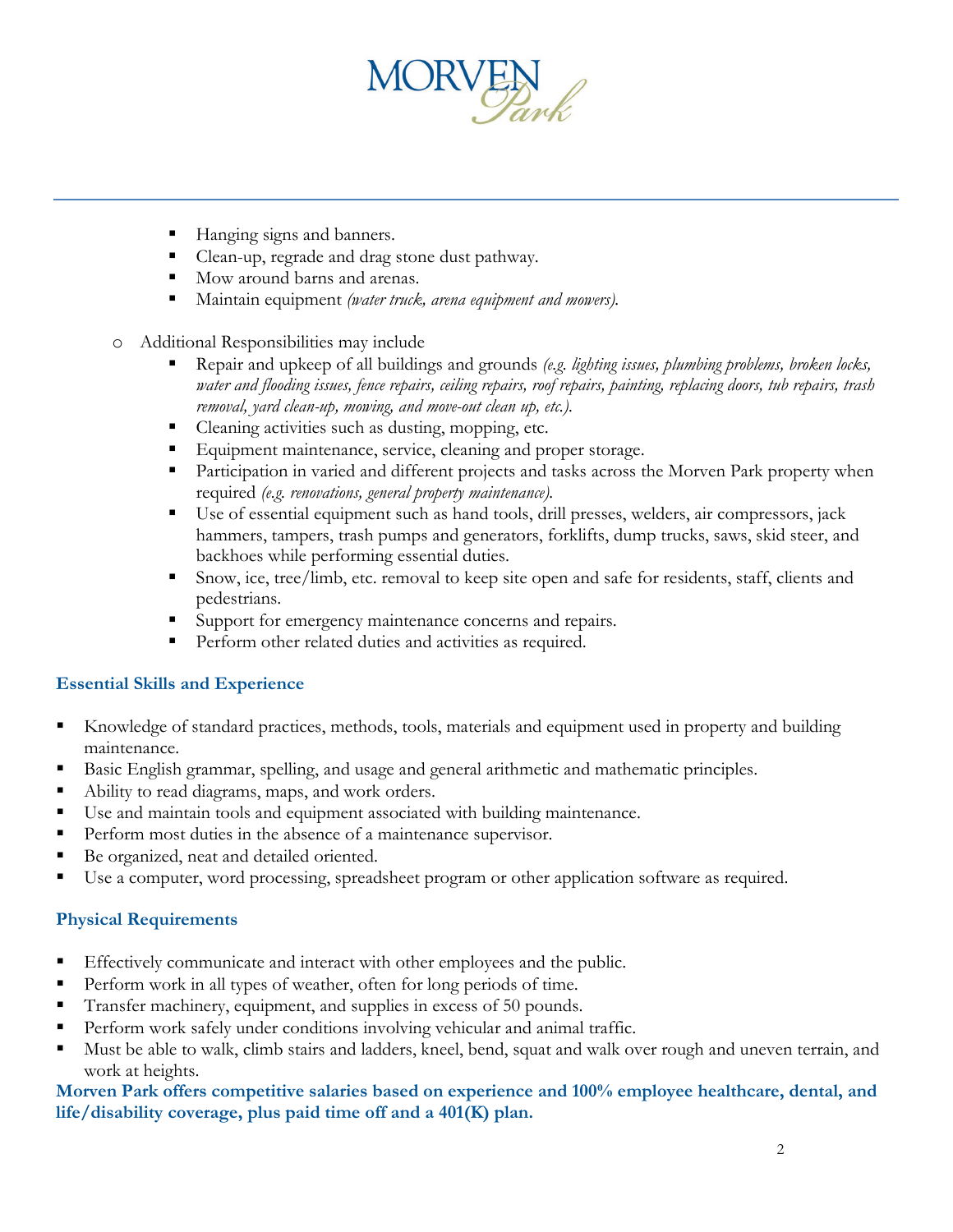- Hanging signs and banners.
    - Clean-up, regrade and drag stone dust pathway.
    - Mow around barns and arenas.
    - Maintain equipment *(water truck, arena equipment and mowers).*

- Additional Responsibilities may include
    - Repair and upkeep of all buildings and grounds *(e.g. lighting issues, plumbing problems, broken locks, water and flooding issues, fence repairs, ceiling repairs, roof repairs, painting, replacing doors, tub repairs, trash removal, yard clean-up, mowing, and move-out clean up, etc.).*
    - Cleaning activities such as dusting, mopping, etc.
    - Equipment maintenance, service, cleaning and proper storage.
    - Participation in varied and different projects and tasks across the Morven Park property when required *(e.g. renovations, general property maintenance).*
    - Use of essential equipment such as hand tools, drill presses, welders, air compressors, jack hammers, tampers, trash pumps and generators, forklifts, dump trucks, saws, skid steer, and backhoes while performing essential duties.
    - Snow, ice, tree/limb, etc. removal to keep site open and safe for residents, staff, clients and pedestrians.
    - Support for emergency maintenance concerns and repairs.
    - Perform other related duties and activities as required.

## Essential Skills and Experience

- Knowledge of standard practices, methods, tools, materials and equipment used in property and building maintenance.
- Basic English grammar, spelling, and usage and general arithmetic and mathematic principles.
- Ability to read diagrams, maps, and work orders.
- Use and maintain tools and equipment associated with building maintenance.
- Perform most duties in the absence of a maintenance supervisor.
- Be organized, neat and detailed oriented.
- Use a computer, word processing, spreadsheet program or other application software as required.

## Physical Requirements

- Effectively communicate and interact with other employees and the public.
- Perform work in all types of weather, often for long periods of time.
- Transfer machinery, equipment, and supplies in excess of 50 pounds.
- Perform work safely under conditions involving vehicular and animal traffic.
- Must be able to walk, climb stairs and ladders, kneel, bend, squat and walk over rough and uneven terrain, and work at heights.

**Morven Park offers competitive salaries based on experience and 100% employee healthcare, dental, and life/disability coverage, plus paid time off and a 401(K) plan.**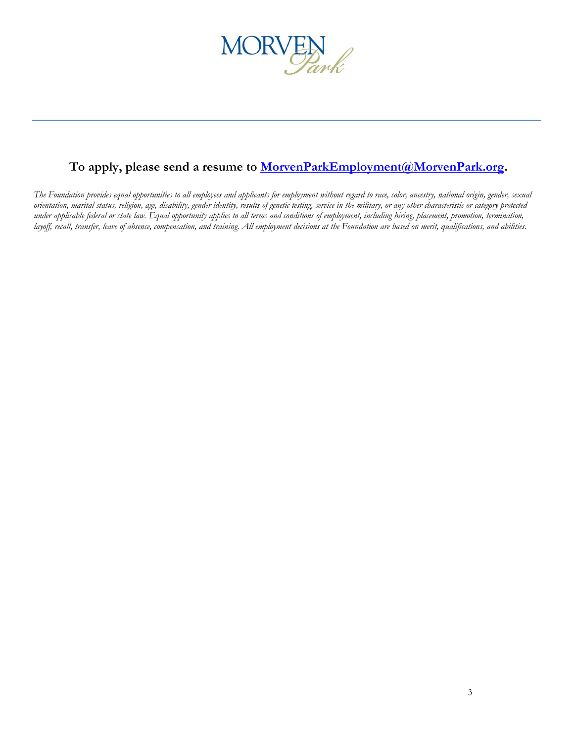**To apply, please send a resume to [MorvenParkEmployment@MorvenPark.org](mailto:MorvenParkEmployment@MorvenPark.org).**

*The Foundation provides equal opportunities to all employees and applicants for employment without regard to race, color, ancestry, national origin, gender, sexual orientation, marital status, religion, age, disability, gender identity, results of genetic testing, service in the military, or any other characteristic or category protected under applicable federal or state law. Equal opportunity applies to all terms and conditions of employment, including hiring, placement, promotion, termination, layoff, recall, transfer, leave of absence, compensation, and training. All employment decisions at the Foundation are based on merit, qualifications, and abilities.*